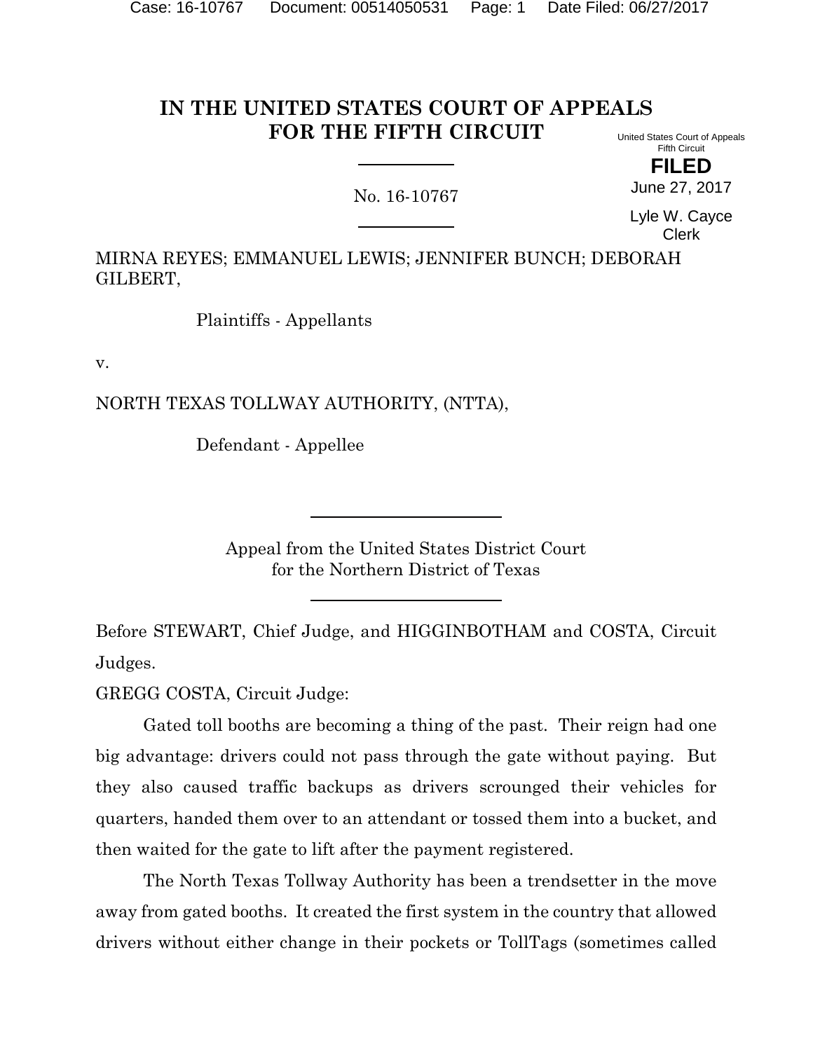# IN THE UNITED STATES COURT OF APPEALS FOR THE FIFTH CIRCUIT

United States Court of Appeals
Fifth Circuit

**FILED**

June 27, 2017

Lyle W. Cayce
Clerk

No. 16-10767

MIRNA REYES; EMMANUEL LEWIS; JENNIFER BUNCH; DEBORAH GILBERT,

Plaintiffs - Appellants

v.

NORTH TEXAS TOLLWAY AUTHORITY, (NTTA),

Defendant - Appellee

Appeal from the United States District Court
for the Northern District of Texas

Before STEWART, Chief Judge, and HIGGINBOTHAM and COSTA, Circuit Judges.

GREGG COSTA, Circuit Judge:

Gated toll booths are becoming a thing of the past. Their reign had one big advantage: drivers could not pass through the gate without paying. But they also caused traffic backups as drivers scrounged their vehicles for quarters, handed them over to an attendant or tossed them into a bucket, and then waited for the gate to lift after the payment registered.

The North Texas Tollway Authority has been a trendsetter in the move away from gated booths. It created the first system in the country that allowed drivers without either change in their pockets or TollTags (sometimes called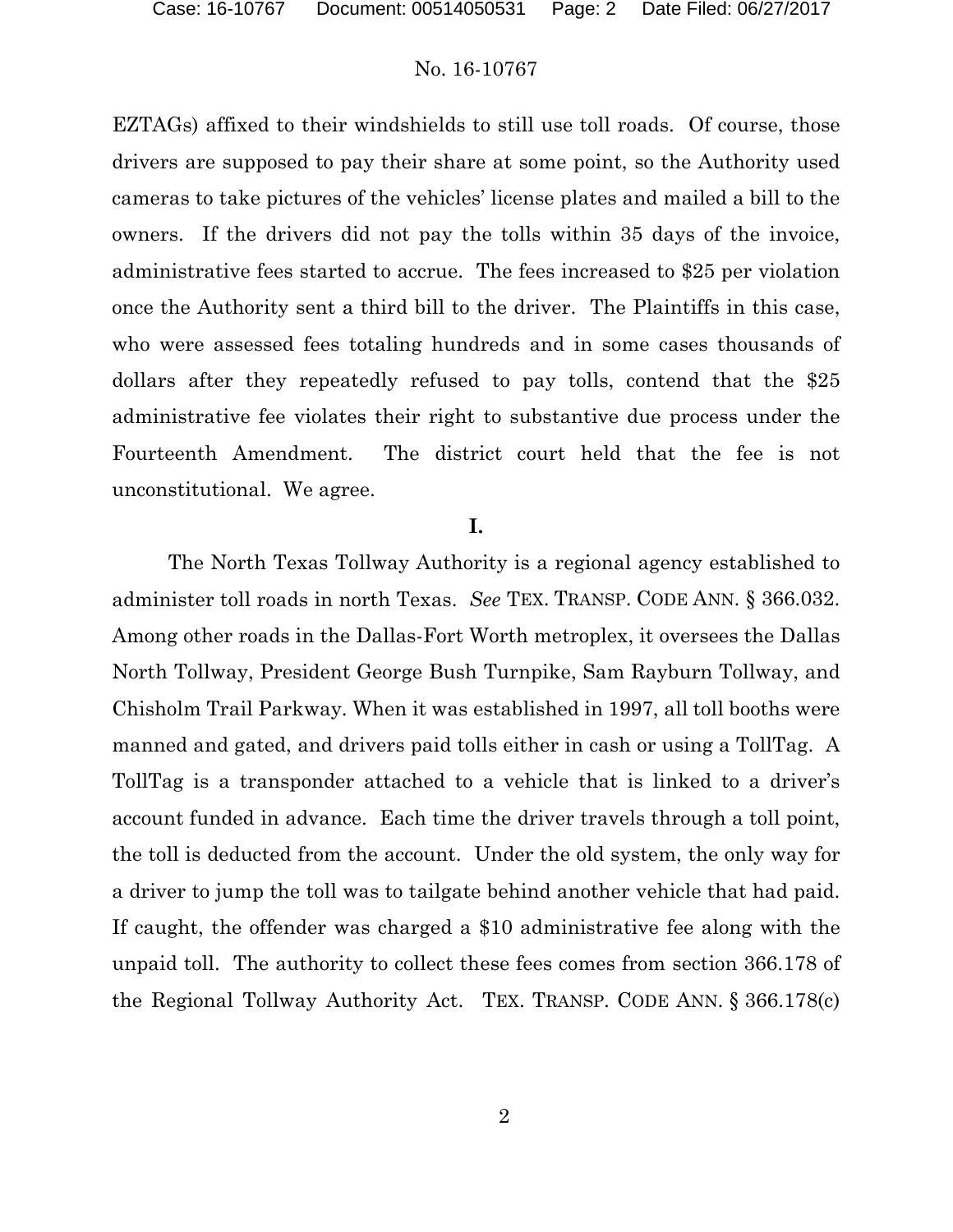EZTAGs) affixed to their windshields to still use toll roads. Of course, those drivers are supposed to pay their share at some point, so the Authority used cameras to take pictures of the vehicles' license plates and mailed a bill to the owners. If the drivers did not pay the tolls within 35 days of the invoice, administrative fees started to accrue. The fees increased to $25 per violation once the Authority sent a third bill to the driver. The Plaintiffs in this case, who were assessed fees totaling hundreds and in some cases thousands of dollars after they repeatedly refused to pay tolls, contend that the $25 administrative fee violates their right to substantive due process under the Fourteenth Amendment. The district court held that the fee is not unconstitutional. We agree.

## I.

The North Texas Tollway Authority is a regional agency established to administer toll roads in north Texas. *See* TEX. TRANSP. CODE ANN. § 366.032. Among other roads in the Dallas-Fort Worth metroplex, it oversees the Dallas North Tollway, President George Bush Turnpike, Sam Rayburn Tollway, and Chisholm Trail Parkway. When it was established in 1997, all toll booths were manned and gated, and drivers paid tolls either in cash or using a TollTag. A TollTag is a transponder attached to a vehicle that is linked to a driver's account funded in advance. Each time the driver travels through a toll point, the toll is deducted from the account. Under the old system, the only way for a driver to jump the toll was to tailgate behind another vehicle that had paid. If caught, the offender was charged a $10 administrative fee along with the unpaid toll. The authority to collect these fees comes from section 366.178 of the Regional Tollway Authority Act. TEX. TRANSP. CODE ANN. § 366.178(c)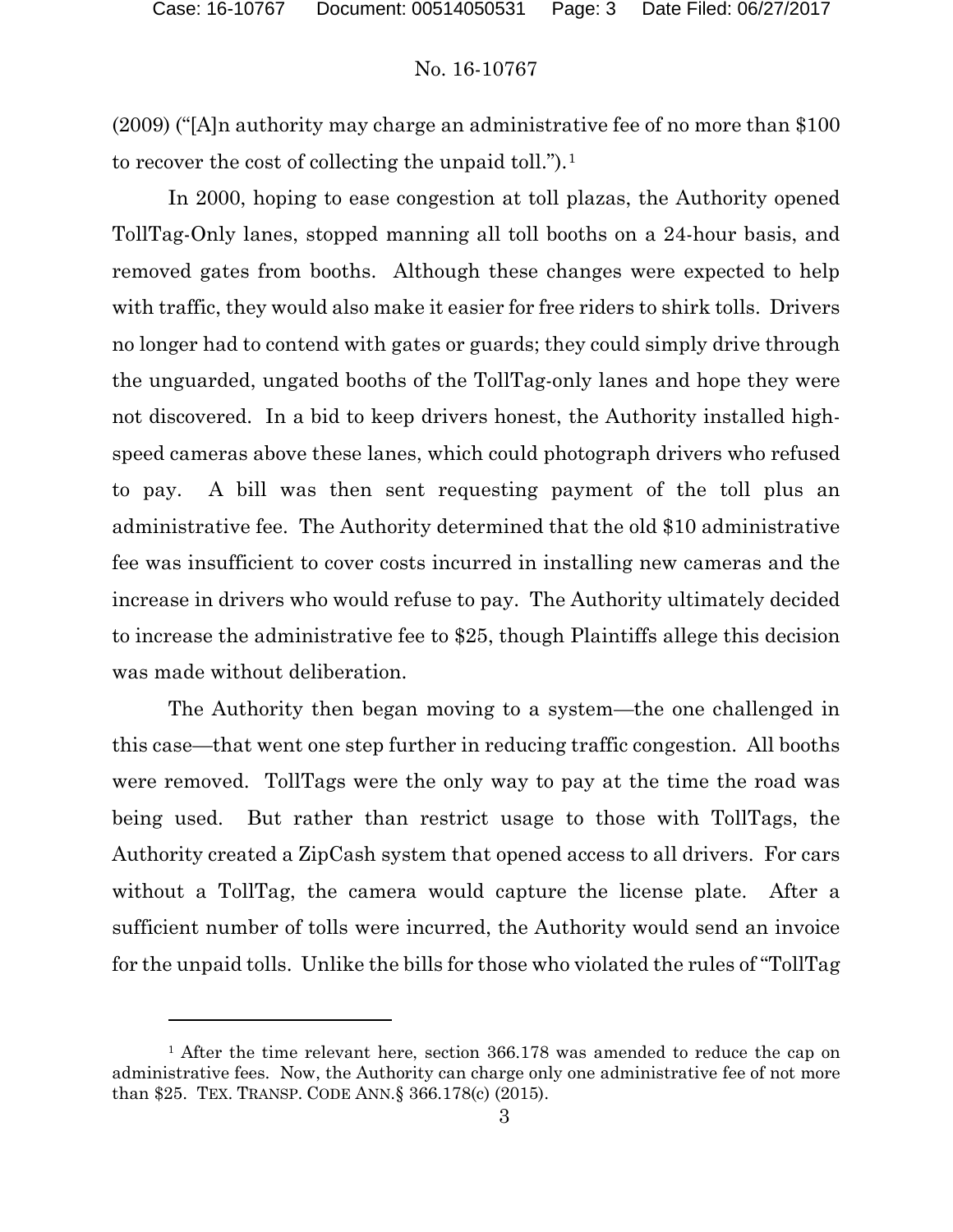(2009) ("[A]n authority may charge an administrative fee of no more than $100 to recover the cost of collecting the unpaid toll.").[1]

In 2000, hoping to ease congestion at toll plazas, the Authority opened TollTag-Only lanes, stopped manning all toll booths on a 24-hour basis, and removed gates from booths. Although these changes were expected to help with traffic, they would also make it easier for free riders to shirk tolls. Drivers no longer had to contend with gates or guards; they could simply drive through the unguarded, ungated booths of the TollTag-only lanes and hope they were not discovered. In a bid to keep drivers honest, the Authority installed high-speed cameras above these lanes, which could photograph drivers who refused to pay. A bill was then sent requesting payment of the toll plus an administrative fee. The Authority determined that the old $10 administrative fee was insufficient to cover costs incurred in installing new cameras and the increase in drivers who would refuse to pay. The Authority ultimately decided to increase the administrative fee to $25, though Plaintiffs allege this decision was made without deliberation.

The Authority then began moving to a system—the one challenged in this case—that went one step further in reducing traffic congestion. All booths were removed. TollTags were the only way to pay at the time the road was being used. But rather than restrict usage to those with TollTags, the Authority created a ZipCash system that opened access to all drivers. For cars without a TollTag, the camera would capture the license plate. After a sufficient number of tolls were incurred, the Authority would send an invoice for the unpaid tolls. Unlike the bills for those who violated the rules of "TollTag

---

[1] After the time relevant here, section 366.178 was amended to reduce the cap on administrative fees. Now, the Authority can charge only one administrative fee of not more than $25. TEX. TRANSP. CODE ANN.§ 366.178(c) (2015).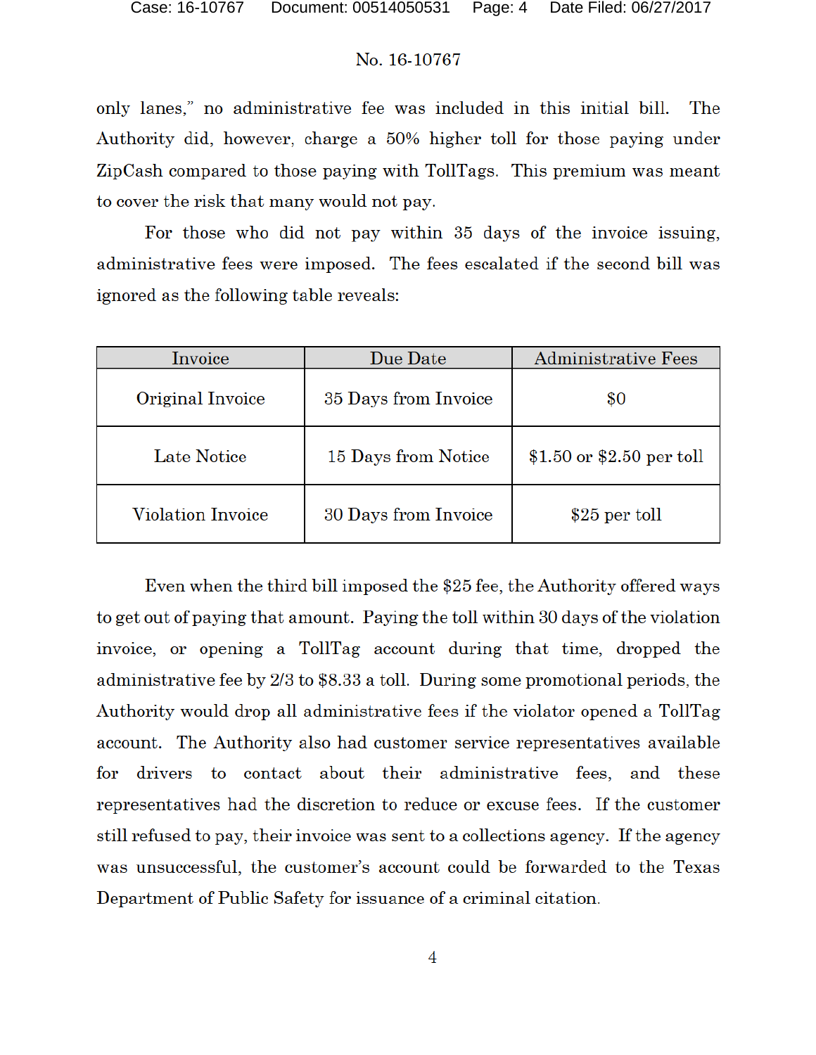only lanes," no administrative fee was included in this initial bill. The Authority did, however, charge a 50% higher toll for those paying under ZipCash compared to those paying with TollTags. This premium was meant to cover the risk that many would not pay.

For those who did not pay within 35 days of the invoice issuing, administrative fees were imposed. The fees escalated if the second bill was ignored as the following table reveals:

| Invoice | Due Date | Administrative Fees |
|---|---|---|
| Original Invoice | 35 Days from Invoice | $0 |
| Late Notice | 15 Days from Notice | $1.50 or $2.50 per toll |
| Violation Invoice | 30 Days from Invoice | $25 per toll |

Even when the third bill imposed the $25 fee, the Authority offered ways to get out of paying that amount. Paying the toll within 30 days of the violation invoice, or opening a TollTag account during that time, dropped the administrative fee by 2/3 to $8.33 a toll. During some promotional periods, the Authority would drop all administrative fees if the violator opened a TollTag account. The Authority also had customer service representatives available for drivers to contact about their administrative fees, and these representatives had the discretion to reduce or excuse fees. If the customer still refused to pay, their invoice was sent to a collections agency. If the agency was unsuccessful, the customer's account could be forwarded to the Texas Department of Public Safety for issuance of a criminal citation.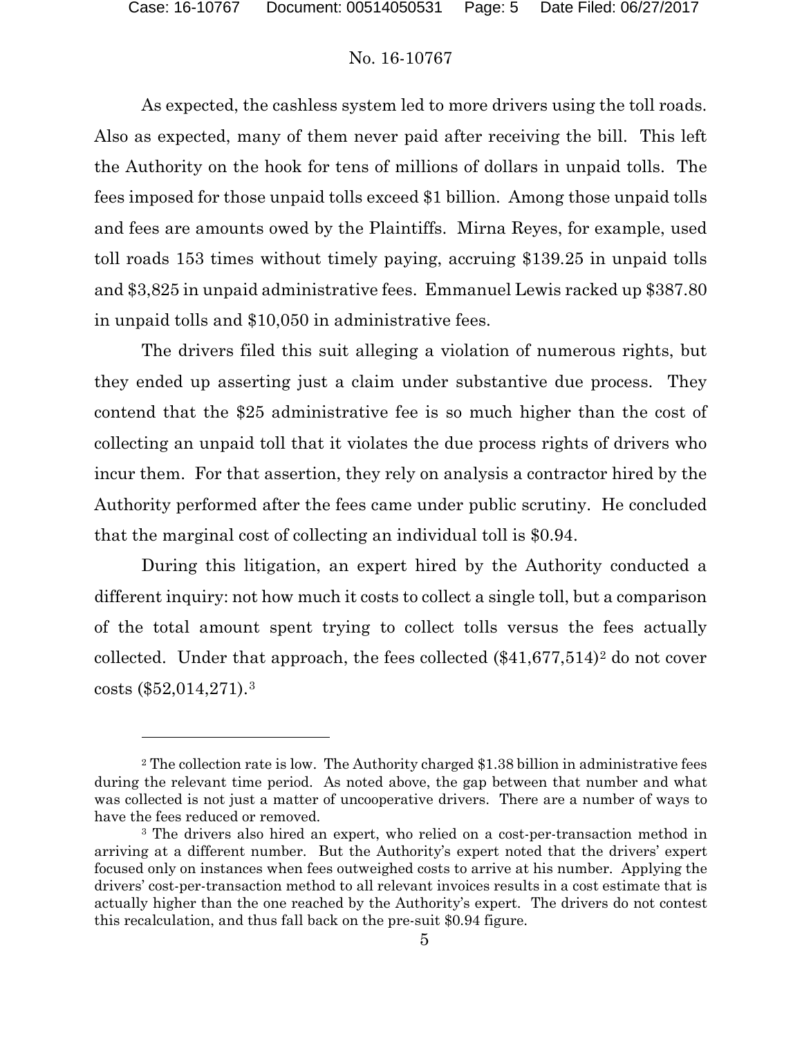As expected, the cashless system led to more drivers using the toll roads. Also as expected, many of them never paid after receiving the bill. This left the Authority on the hook for tens of millions of dollars in unpaid tolls. The fees imposed for those unpaid tolls exceed $1 billion. Among those unpaid tolls and fees are amounts owed by the Plaintiffs. Mirna Reyes, for example, used toll roads 153 times without timely paying, accruing $139.25 in unpaid tolls and $3,825 in unpaid administrative fees. Emmanuel Lewis racked up $387.80 in unpaid tolls and $10,050 in administrative fees.

The drivers filed this suit alleging a violation of numerous rights, but they ended up asserting just a claim under substantive due process. They contend that the $25 administrative fee is so much higher than the cost of collecting an unpaid toll that it violates the due process rights of drivers who incur them. For that assertion, they rely on analysis a contractor hired by the Authority performed after the fees came under public scrutiny. He concluded that the marginal cost of collecting an individual toll is $0.94.

During this litigation, an expert hired by the Authority conducted a different inquiry: not how much it costs to collect a single toll, but a comparison of the total amount spent trying to collect tolls versus the fees actually collected. Under that approach, the fees collected ($41,677,514)[2] do not cover costs ($52,014,271).[3]

---

[2] The collection rate is low. The Authority charged $1.38 billion in administrative fees during the relevant time period. As noted above, the gap between that number and what was collected is not just a matter of uncooperative drivers. There are a number of ways to have the fees reduced or removed.

[3] The drivers also hired an expert, who relied on a cost-per-transaction method in arriving at a different number. But the Authority's expert noted that the drivers' expert focused only on instances when fees outweighed costs to arrive at his number. Applying the drivers' cost-per-transaction method to all relevant invoices results in a cost estimate that is actually higher than the one reached by the Authority's expert. The drivers do not contest this recalculation, and thus fall back on the pre-suit $0.94 figure.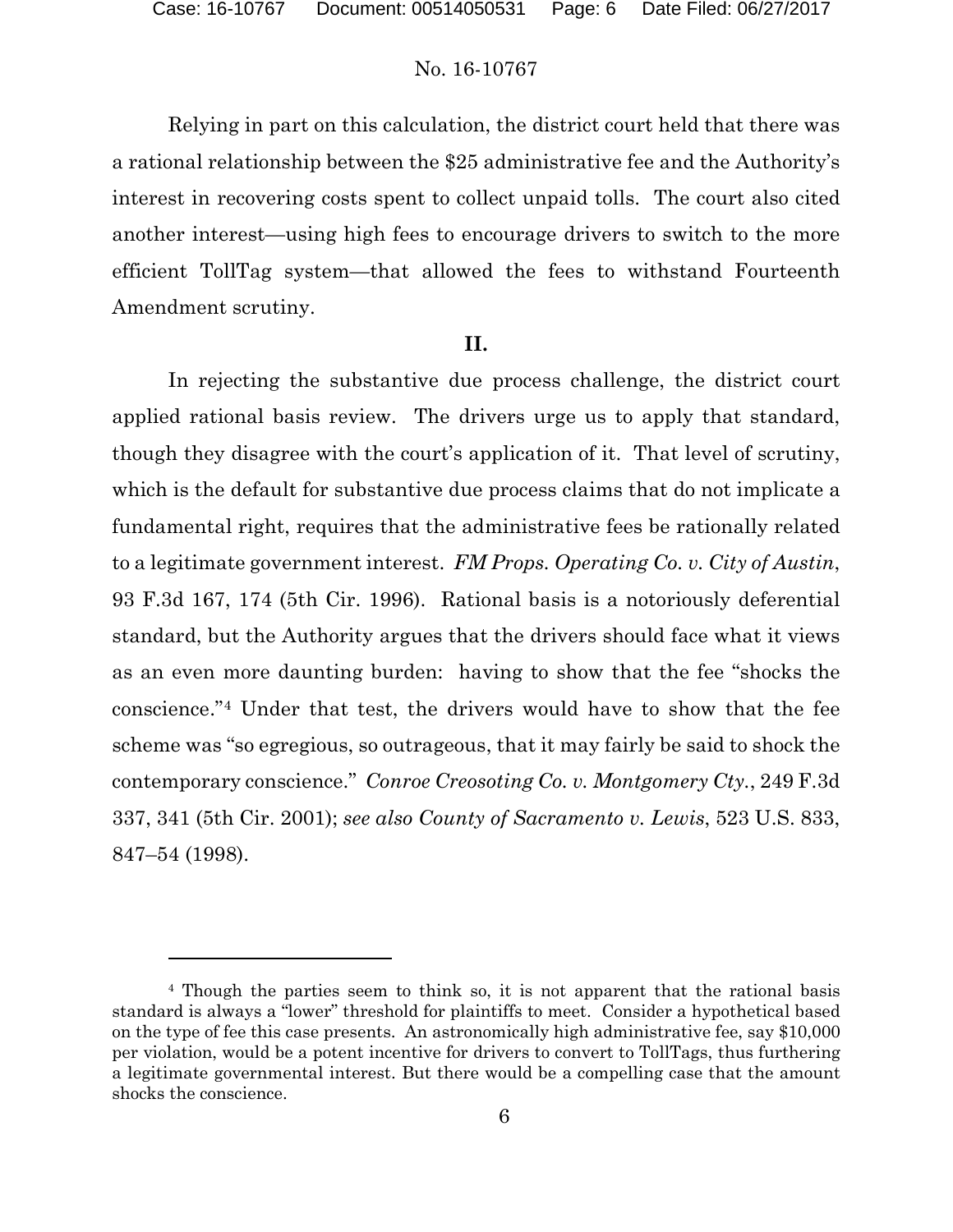Relying in part on this calculation, the district court held that there was a rational relationship between the \$25 administrative fee and the Authority's interest in recovering costs spent to collect unpaid tolls. The court also cited another interest—using high fees to encourage drivers to switch to the more efficient TollTag system—that allowed the fees to withstand Fourteenth Amendment scrutiny.

## II.

In rejecting the substantive due process challenge, the district court applied rational basis review. The drivers urge us to apply that standard, though they disagree with the court's application of it. That level of scrutiny, which is the default for substantive due process claims that do not implicate a fundamental right, requires that the administrative fees be rationally related to a legitimate government interest. *FM Props. Operating Co. v. City of Austin*, 93 F.3d 167, 174 (5th Cir. 1996). Rational basis is a notoriously deferential standard, but the Authority argues that the drivers should face what it views as an even more daunting burden: having to show that the fee "shocks the conscience."[4] Under that test, the drivers would have to show that the fee scheme was "so egregious, so outrageous, that it may fairly be said to shock the contemporary conscience." *Conroe Creosoting Co. v. Montgomery Cty.*, 249 F.3d 337, 341 (5th Cir. 2001); *see also County of Sacramento v. Lewis*, 523 U.S. 833, 847–54 (1998).

---

[4] Though the parties seem to think so, it is not apparent that the rational basis standard is always a "lower" threshold for plaintiffs to meet. Consider a hypothetical based on the type of fee this case presents. An astronomically high administrative fee, say \$10,000 per violation, would be a potent incentive for drivers to convert to TollTags, thus furthering a legitimate governmental interest. But there would be a compelling case that the amount shocks the conscience.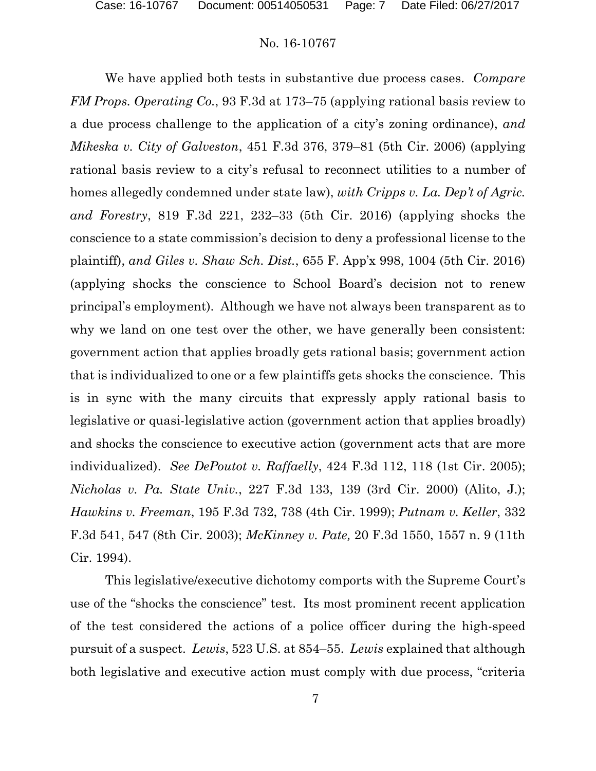We have applied both tests in substantive due process cases. *Compare FM Props. Operating Co.*, 93 F.3d at 173–75 (applying rational basis review to a due process challenge to the application of a city's zoning ordinance), *and Mikeska v. City of Galveston*, 451 F.3d 376, 379–81 (5th Cir. 2006) (applying rational basis review to a city's refusal to reconnect utilities to a number of homes allegedly condemned under state law), *with Cripps v. La. Dep't of Agric. and Forestry*, 819 F.3d 221, 232–33 (5th Cir. 2016) (applying shocks the conscience to a state commission's decision to deny a professional license to the plaintiff), *and Giles v. Shaw Sch. Dist.*, 655 F. App'x 998, 1004 (5th Cir. 2016) (applying shocks the conscience to School Board's decision not to renew principal's employment). Although we have not always been transparent as to why we land on one test over the other, we have generally been consistent: government action that applies broadly gets rational basis; government action that is individualized to one or a few plaintiffs gets shocks the conscience. This is in sync with the many circuits that expressly apply rational basis to legislative or quasi-legislative action (government action that applies broadly) and shocks the conscience to executive action (government acts that are more individualized). *See DePoutot v. Raffaelly*, 424 F.3d 112, 118 (1st Cir. 2005); *Nicholas v. Pa. State Univ.*, 227 F.3d 133, 139 (3rd Cir. 2000) (Alito, J.); *Hawkins v. Freeman*, 195 F.3d 732, 738 (4th Cir. 1999); *Putnam v. Keller*, 332 F.3d 541, 547 (8th Cir. 2003); *McKinney v. Pate,* 20 F.3d 1550, 1557 n. 9 (11th Cir. 1994).

This legislative/executive dichotomy comports with the Supreme Court's use of the "shocks the conscience" test. Its most prominent recent application of the test considered the actions of a police officer during the high-speed pursuit of a suspect. *Lewis*, 523 U.S. at 854–55. *Lewis* explained that although both legislative and executive action must comply with due process, "criteria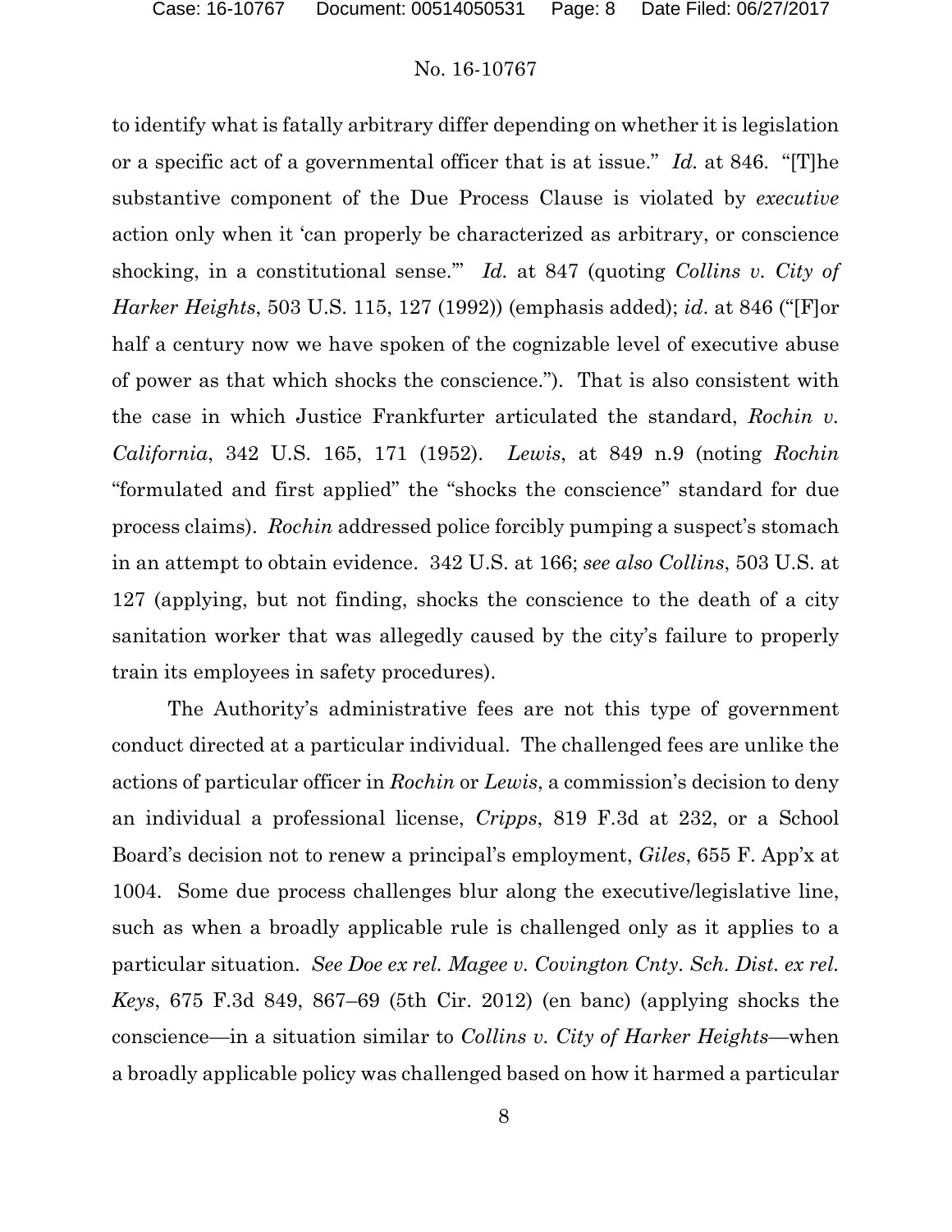to identify what is fatally arbitrary differ depending on whether it is legislation or a specific act of a governmental officer that is at issue." *Id.* at 846. "[T]he substantive component of the Due Process Clause is violated by *executive* action only when it 'can properly be characterized as arbitrary, or conscience shocking, in a constitutional sense.'" *Id.* at 847 (quoting *Collins v. City of Harker Heights*, 503 U.S. 115, 127 (1992)) (emphasis added); *id*. at 846 ("[F]or half a century now we have spoken of the cognizable level of executive abuse of power as that which shocks the conscience."). That is also consistent with the case in which Justice Frankfurter articulated the standard, *Rochin v. California*, 342 U.S. 165, 171 (1952). *Lewis*, at 849 n.9 (noting *Rochin* "formulated and first applied" the "shocks the conscience" standard for due process claims). *Rochin* addressed police forcibly pumping a suspect's stomach in an attempt to obtain evidence. 342 U.S. at 166; *see also Collins*, 503 U.S. at 127 (applying, but not finding, shocks the conscience to the death of a city sanitation worker that was allegedly caused by the city's failure to properly train its employees in safety procedures).

The Authority's administrative fees are not this type of government conduct directed at a particular individual. The challenged fees are unlike the actions of particular officer in *Rochin* or *Lewis*, a commission's decision to deny an individual a professional license, *Cripps*, 819 F.3d at 232, or a School Board's decision not to renew a principal's employment, *Giles*, 655 F. App'x at 1004. Some due process challenges blur along the executive/legislative line, such as when a broadly applicable rule is challenged only as it applies to a particular situation. *See Doe ex rel. Magee v. Covington Cnty. Sch. Dist. ex rel. Keys*, 675 F.3d 849, 867–69 (5th Cir. 2012) (en banc) (applying shocks the conscience—in a situation similar to *Collins v. City of Harker Heights*—when a broadly applicable policy was challenged based on how it harmed a particular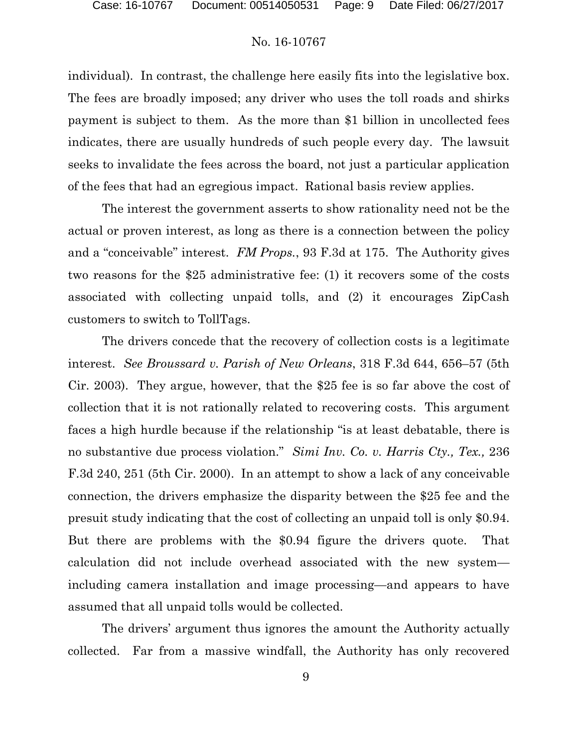individual). In contrast, the challenge here easily fits into the legislative box. The fees are broadly imposed; any driver who uses the toll roads and shirks payment is subject to them. As the more than $1 billion in uncollected fees indicates, there are usually hundreds of such people every day. The lawsuit seeks to invalidate the fees across the board, not just a particular application of the fees that had an egregious impact. Rational basis review applies.

The interest the government asserts to show rationality need not be the actual or proven interest, as long as there is a connection between the policy and a "conceivable" interest. *FM Props.*, 93 F.3d at 175. The Authority gives two reasons for the $25 administrative fee: (1) it recovers some of the costs associated with collecting unpaid tolls, and (2) it encourages ZipCash customers to switch to TollTags.

The drivers concede that the recovery of collection costs is a legitimate interest. *See Broussard v. Parish of New Orleans*, 318 F.3d 644, 656–57 (5th Cir. 2003). They argue, however, that the $25 fee is so far above the cost of collection that it is not rationally related to recovering costs. This argument faces a high hurdle because if the relationship "is at least debatable, there is no substantive due process violation." *Simi Inv. Co. v. Harris Cty., Tex.,* 236 F.3d 240, 251 (5th Cir. 2000). In an attempt to show a lack of any conceivable connection, the drivers emphasize the disparity between the $25 fee and the presuit study indicating that the cost of collecting an unpaid toll is only $0.94. But there are problems with the $0.94 figure the drivers quote. That calculation did not include overhead associated with the new system—including camera installation and image processing—and appears to have assumed that all unpaid tolls would be collected.

The drivers' argument thus ignores the amount the Authority actually collected. Far from a massive windfall, the Authority has only recovered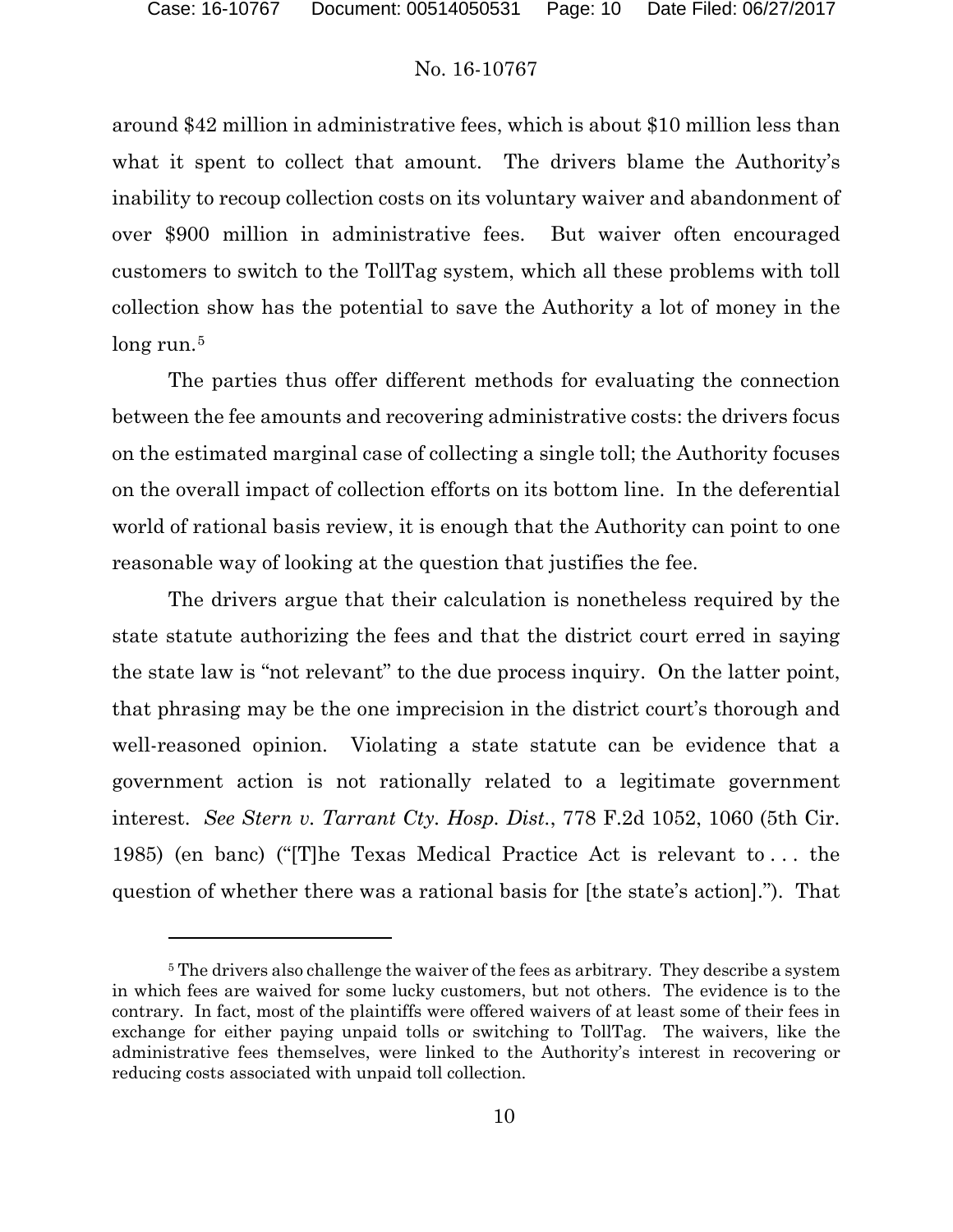around $42 million in administrative fees, which is about $10 million less than what it spent to collect that amount. The drivers blame the Authority's inability to recoup collection costs on its voluntary waiver and abandonment of over $900 million in administrative fees. But waiver often encouraged customers to switch to the TollTag system, which all these problems with toll collection show has the potential to save the Authority a lot of money in the long run.[5]

The parties thus offer different methods for evaluating the connection between the fee amounts and recovering administrative costs: the drivers focus on the estimated marginal case of collecting a single toll; the Authority focuses on the overall impact of collection efforts on its bottom line. In the deferential world of rational basis review, it is enough that the Authority can point to one reasonable way of looking at the question that justifies the fee.

The drivers argue that their calculation is nonetheless required by the state statute authorizing the fees and that the district court erred in saying the state law is "not relevant" to the due process inquiry. On the latter point, that phrasing may be the one imprecision in the district court's thorough and well-reasoned opinion. Violating a state statute can be evidence that a government action is not rationally related to a legitimate government interest. *See Stern v. Tarrant Cty. Hosp. Dist.*, 778 F.2d 1052, 1060 (5th Cir. 1985) (en banc) ("[T]he Texas Medical Practice Act is relevant to . . . the question of whether there was a rational basis for [the state's action]."). That

---

[5] The drivers also challenge the waiver of the fees as arbitrary. They describe a system in which fees are waived for some lucky customers, but not others. The evidence is to the contrary. In fact, most of the plaintiffs were offered waivers of at least some of their fees in exchange for either paying unpaid tolls or switching to TollTag. The waivers, like the administrative fees themselves, were linked to the Authority's interest in recovering or reducing costs associated with unpaid toll collection.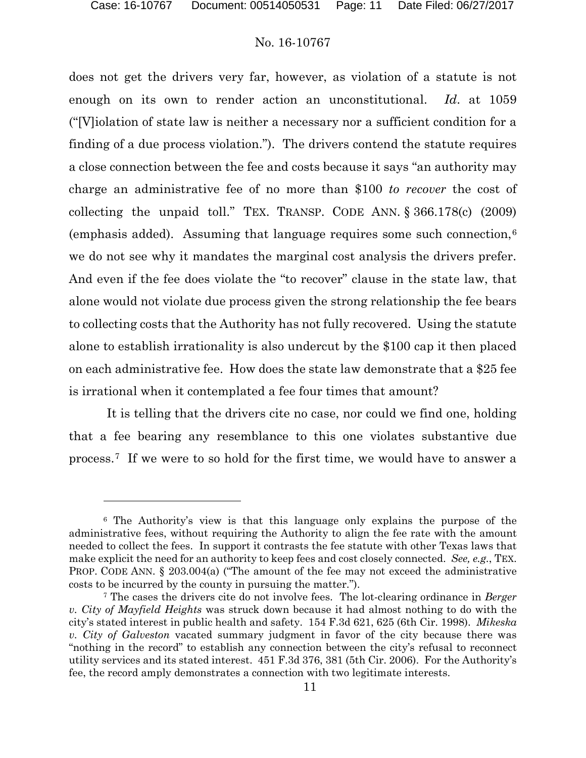does not get the drivers very far, however, as violation of a statute is not enough on its own to render action an unconstitutional. *Id*. at 1059 ("[V]iolation of state law is neither a necessary nor a sufficient condition for a finding of a due process violation."). The drivers contend the statute requires a close connection between the fee and costs because it says "an authority may charge an administrative fee of no more than $100 *to recover* the cost of collecting the unpaid toll." TEX. TRANSP. CODE ANN. § 366.178(c) (2009) (emphasis added). Assuming that language requires some such connection,[6] we do not see why it mandates the marginal cost analysis the drivers prefer. And even if the fee does violate the "to recover" clause in the state law, that alone would not violate due process given the strong relationship the fee bears to collecting costs that the Authority has not fully recovered. Using the statute alone to establish irrationality is also undercut by the $100 cap it then placed on each administrative fee. How does the state law demonstrate that a $25 fee is irrational when it contemplated a fee four times that amount?

It is telling that the drivers cite no case, nor could we find one, holding that a fee bearing any resemblance to this one violates substantive due process.[7] If we were to so hold for the first time, we would have to answer a

---

[6] The Authority's view is that this language only explains the purpose of the administrative fees, without requiring the Authority to align the fee rate with the amount needed to collect the fees. In support it contrasts the fee statute with other Texas laws that make explicit the need for an authority to keep fees and cost closely connected. *See, e.g.*, TEX. PROP. CODE ANN. § 203.004(a) ("The amount of the fee may not exceed the administrative costs to be incurred by the county in pursuing the matter.").

[7] The cases the drivers cite do not involve fees. The lot-clearing ordinance in *Berger v. City of Mayfield Heights* was struck down because it had almost nothing to do with the city's stated interest in public health and safety. 154 F.3d 621, 625 (6th Cir. 1998). *Mikeska v. City of Galveston* vacated summary judgment in favor of the city because there was "nothing in the record" to establish any connection between the city's refusal to reconnect utility services and its stated interest. 451 F.3d 376, 381 (5th Cir. 2006). For the Authority's fee, the record amply demonstrates a connection with two legitimate interests.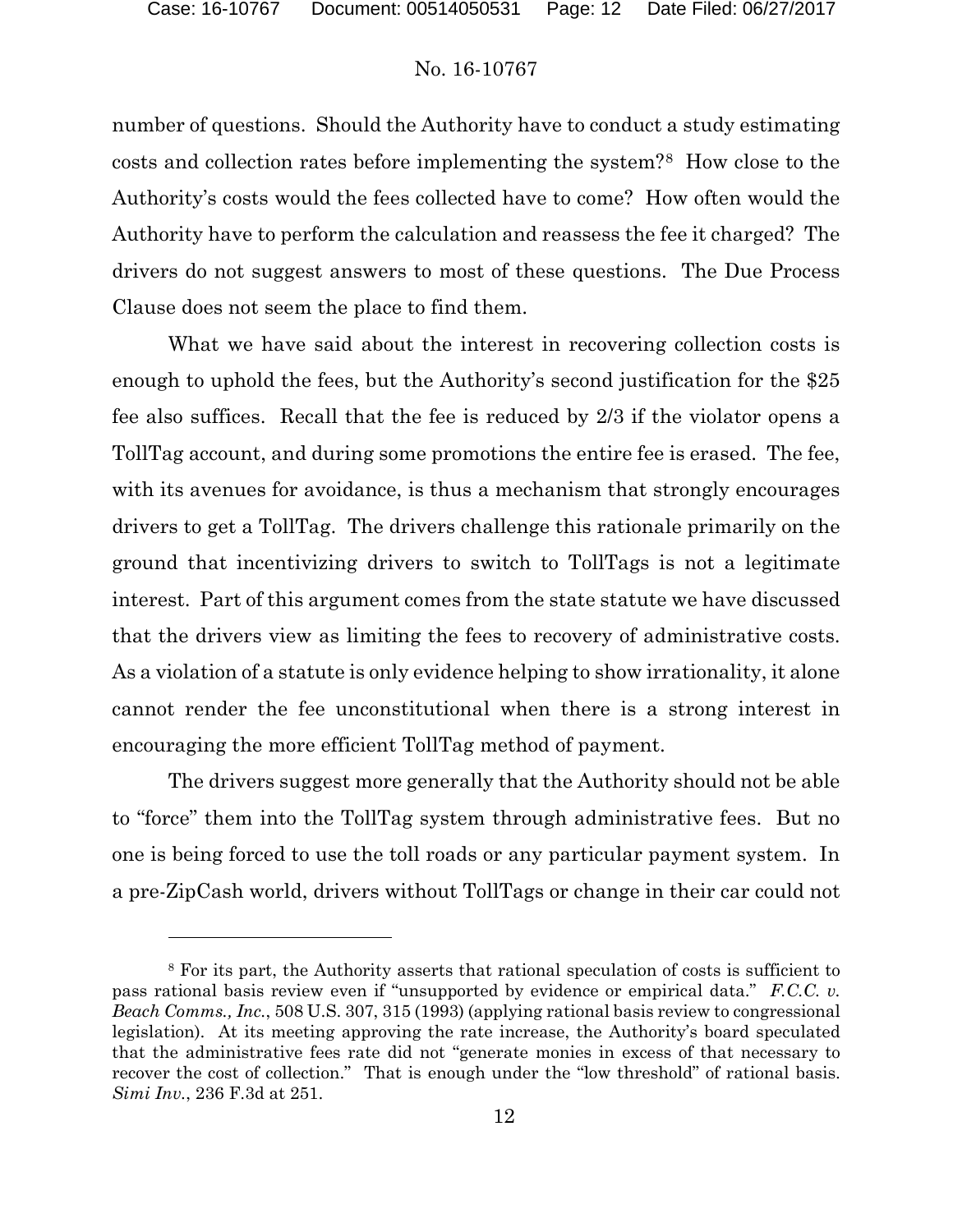number of questions. Should the Authority have to conduct a study estimating costs and collection rates before implementing the system?[8] How close to the Authority's costs would the fees collected have to come? How often would the Authority have to perform the calculation and reassess the fee it charged? The drivers do not suggest answers to most of these questions. The Due Process Clause does not seem the place to find them.

What we have said about the interest in recovering collection costs is enough to uphold the fees, but the Authority's second justification for the $25 fee also suffices. Recall that the fee is reduced by 2/3 if the violator opens a TollTag account, and during some promotions the entire fee is erased. The fee, with its avenues for avoidance, is thus a mechanism that strongly encourages drivers to get a TollTag. The drivers challenge this rationale primarily on the ground that incentivizing drivers to switch to TollTags is not a legitimate interest. Part of this argument comes from the state statute we have discussed that the drivers view as limiting the fees to recovery of administrative costs. As a violation of a statute is only evidence helping to show irrationality, it alone cannot render the fee unconstitutional when there is a strong interest in encouraging the more efficient TollTag method of payment.

The drivers suggest more generally that the Authority should not be able to "force" them into the TollTag system through administrative fees. But no one is being forced to use the toll roads or any particular payment system. In a pre-ZipCash world, drivers without TollTags or change in their car could not

---

[8] For its part, the Authority asserts that rational speculation of costs is sufficient to pass rational basis review even if "unsupported by evidence or empirical data." *F.C.C. v. Beach Comms., Inc.*, 508 U.S. 307, 315 (1993) (applying rational basis review to congressional legislation). At its meeting approving the rate increase, the Authority's board speculated that the administrative fees rate did not "generate monies in excess of that necessary to recover the cost of collection." That is enough under the "low threshold" of rational basis. *Simi Inv.*, 236 F.3d at 251.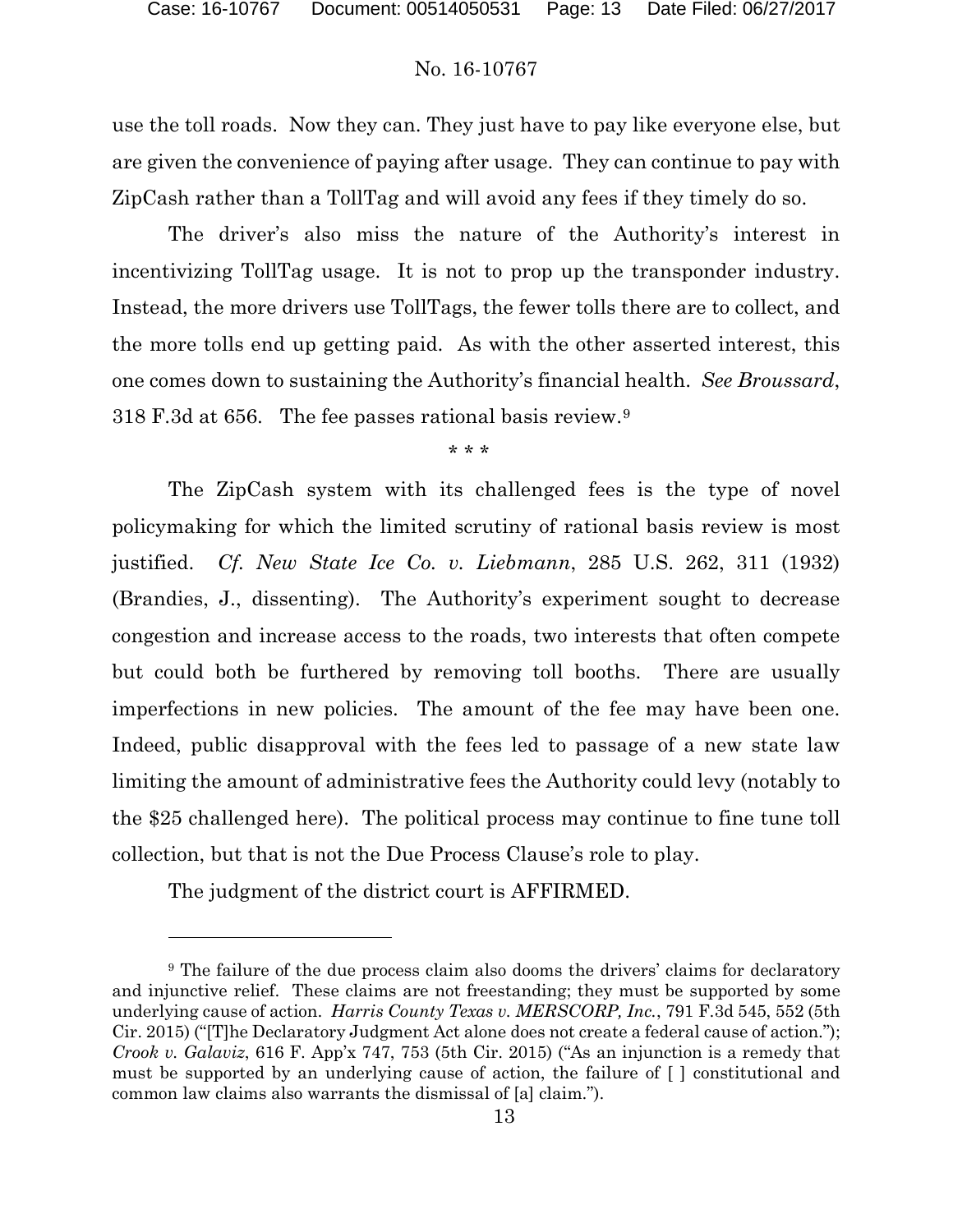use the toll roads. Now they can. They just have to pay like everyone else, but are given the convenience of paying after usage. They can continue to pay with ZipCash rather than a TollTag and will avoid any fees if they timely do so.

The driver's also miss the nature of the Authority's interest in incentivizing TollTag usage. It is not to prop up the transponder industry. Instead, the more drivers use TollTags, the fewer tolls there are to collect, and the more tolls end up getting paid. As with the other asserted interest, this one comes down to sustaining the Authority's financial health. *See Broussard*, 318 F.3d at 656. The fee passes rational basis review.[9]

\* \* \*

The ZipCash system with its challenged fees is the type of novel policymaking for which the limited scrutiny of rational basis review is most justified. *Cf. New State Ice Co. v. Liebmann*, 285 U.S. 262, 311 (1932) (Brandies, J., dissenting). The Authority's experiment sought to decrease congestion and increase access to the roads, two interests that often compete but could both be furthered by removing toll booths. There are usually imperfections in new policies. The amount of the fee may have been one. Indeed, public disapproval with the fees led to passage of a new state law limiting the amount of administrative fees the Authority could levy (notably to the $25 challenged here). The political process may continue to fine tune toll collection, but that is not the Due Process Clause's role to play.

The judgment of the district court is AFFIRMED.

---

[9] The failure of the due process claim also dooms the drivers' claims for declaratory and injunctive relief. These claims are not freestanding; they must be supported by some underlying cause of action. *Harris County Texas v. MERSCORP, Inc.*, 791 F.3d 545, 552 (5th Cir. 2015) ("[T]he Declaratory Judgment Act alone does not create a federal cause of action."); *Crook v. Galaviz*, 616 F. App'x 747, 753 (5th Cir. 2015) ("As an injunction is a remedy that must be supported by an underlying cause of action, the failure of [ ] constitutional and common law claims also warrants the dismissal of [a] claim.").